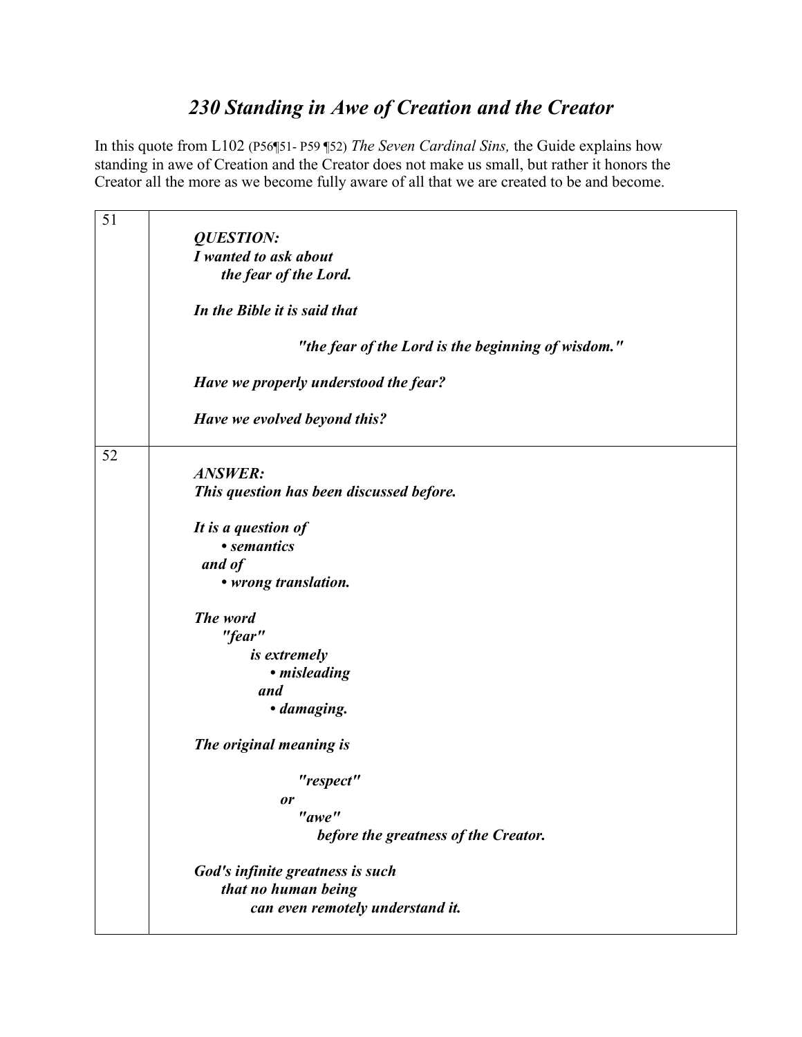# *230 Standing in Awe of Creation and the Creator*

In this quote from L102 (P56¶51- P59 ¶52) *The Seven Cardinal Sins,* the Guide explains how standing in awe of Creation and the Creator does not make us small, but rather it honors the Creator all the more as we become fully aware of all that we are created to be and become.

| | |
|---|---|
| 51 | ***QUESTION:***<br>***I wanted to ask about the fear of the Lord.***<br><br>***In the Bible it is said that***<br><br>***"the fear of the Lord is the beginning of wisdom."***<br><br>***Have we properly understood the fear?***<br><br>***Have we evolved beyond this?*** |
| 52 | ***ANSWER:***<br>***This question has been discussed before.***<br><br>***It is a question of***<br>***• semantics***<br>***and of***<br>***• wrong translation.***<br><br>***The word "fear" is extremely***<br>***• misleading***<br>***and***<br>***• damaging.***<br><br>***The original meaning is***<br><br>***"respect"***<br>***or***<br>***"awe"***<br>***before the greatness of the Creator.***<br><br>***God's infinite greatness is such that no human being can even remotely understand it.*** |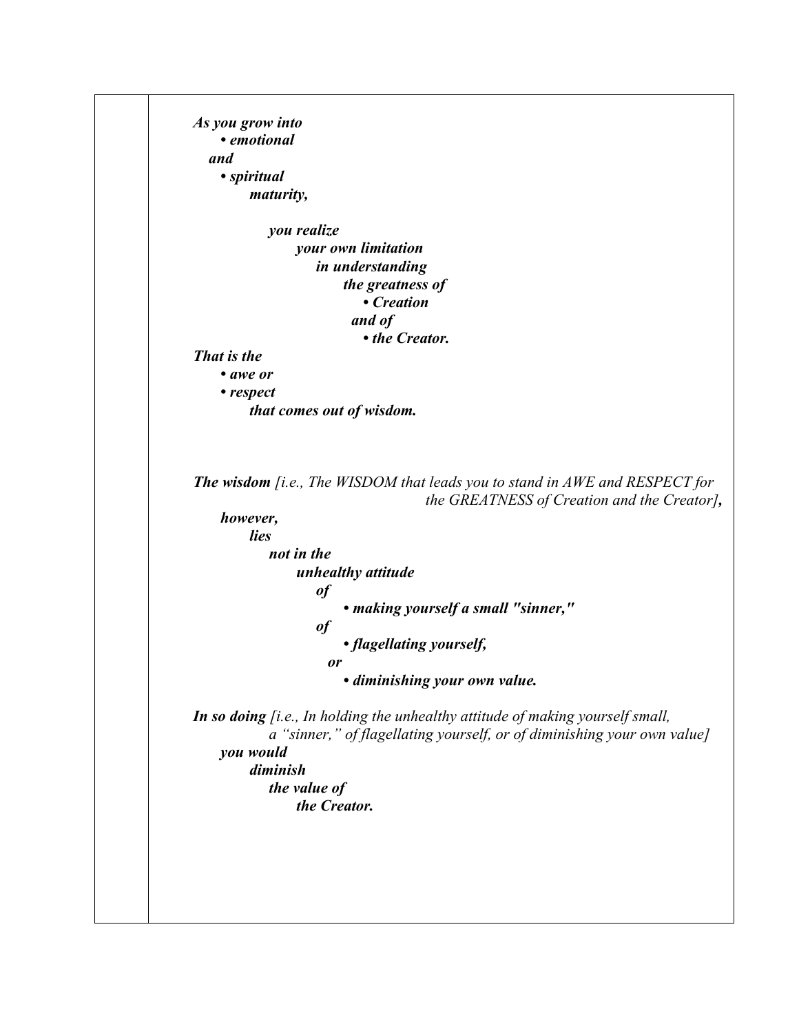***As you grow into***
***• emotional***
***and***
***• spiritual***
***maturity,***

***you realize***
***your own limitation***
***in understanding***
***the greatness of***
***• Creation***
***and of***
***• the Creator.***

***That is the***
***• awe or***
***• respect***
***that comes out of wisdom.***

***The wisdom*** *[i.e., The WISDOM that leads you to stand in AWE and RESPECT for the GREATNESS of Creation and the Creator]**,***
***however,***
***lies***
***not in the***
***unhealthy attitude***
***of***
***• making yourself a small "sinner,"***
***of***
***• flagellating yourself,***
***or***
***• diminishing your own value.***

***In so doing*** *[i.e., In holding the unhealthy attitude of making yourself small, a "sinner," of flagellating yourself, or of diminishing your own value]*
***you would***
***diminish***
***the value of***
***the Creator.***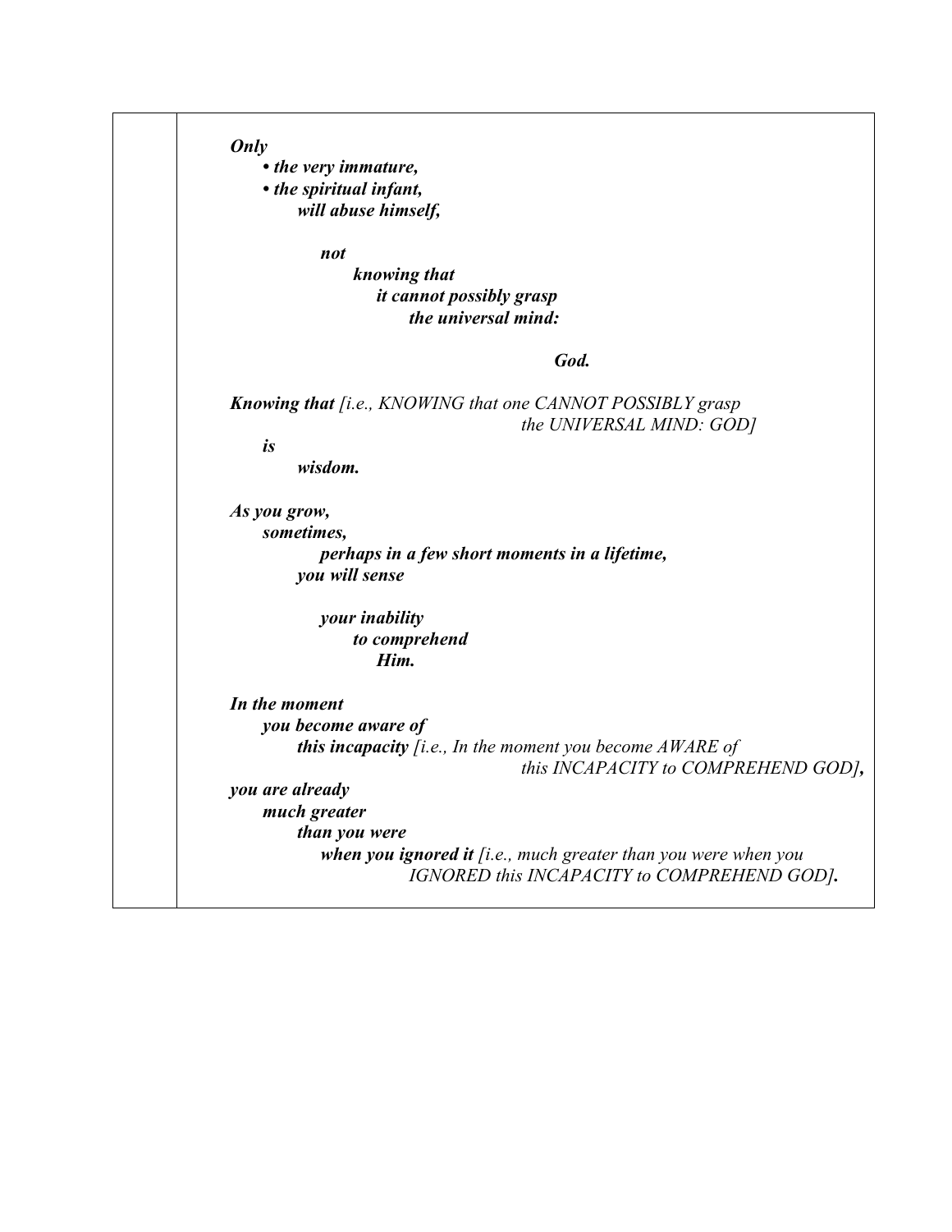***Only***
***• the very immature,***
***• the spiritual infant,***
***will abuse himself,***

***not***
***knowing that***
***it cannot possibly grasp***
***the universal mind:***

***God.***

***Knowing that*** *[i.e., KNOWING that one CANNOT POSSIBLY grasp the UNIVERSAL MIND: GOD]*
***is***
***wisdom.***

***As you grow,***
***sometimes,***
***perhaps in a few short moments in a lifetime,***
***you will sense***

***your inability***
***to comprehend***
***Him.***

***In the moment***
***you become aware of***
***this incapacity*** *[i.e., In the moment you become AWARE of this INCAPACITY to COMPREHEND GOD]**,***
***you are already***
***much greater***
***than you were***
***when you ignored it*** *[i.e., much greater than you were when you IGNORED this INCAPACITY to COMPREHEND GOD]**.***